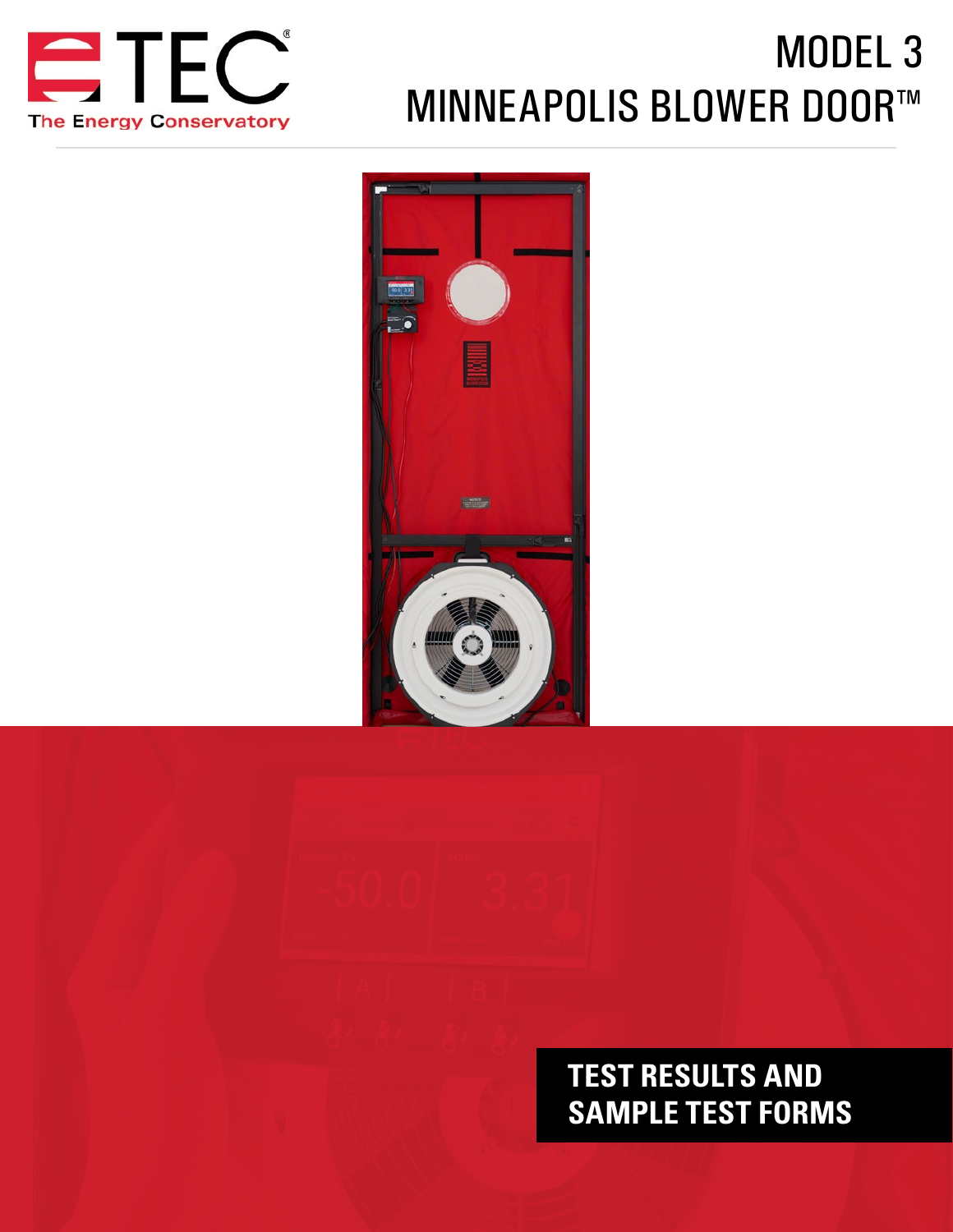TEC The Energy Conservatory

# MODEL 3 MINNEAPOLIS BLOWER DOOR™

## TEST RESULTS AND SAMPLE TEST FORMS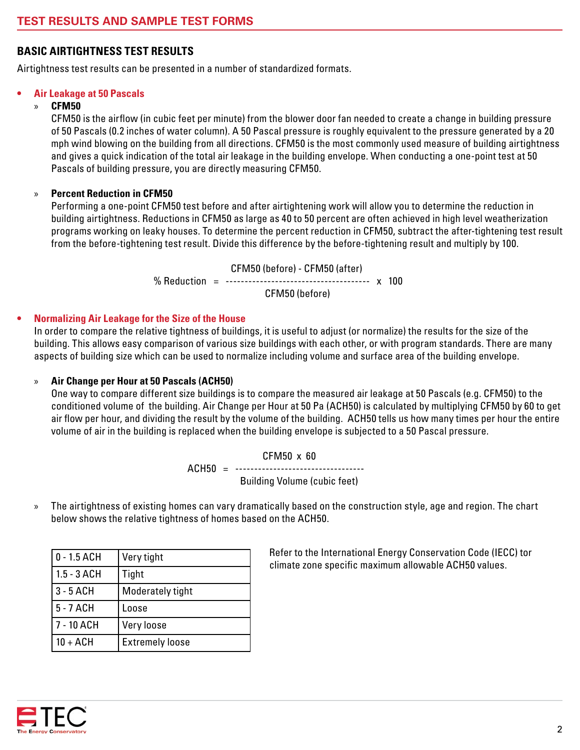## TEST RESULTS AND SAMPLE TEST FORMS

### BASIC AIRTIGHTNESS TEST RESULTS

Airtightness test results can be presented in a number of standardized formats.

- **Air Leakage at 50 Pascals**
  - **CFM50**
    CFM50 is the airflow (in cubic feet per minute) from the blower door fan needed to create a change in building pressure of 50 Pascals (0.2 inches of water column). A 50 Pascal pressure is roughly equivalent to the pressure generated by a 20 mph wind blowing on the building from all directions. CFM50 is the most commonly used measure of building airtightness and gives a quick indication of the total air leakage in the building envelope. When conducting a one-point test at 50 Pascals of building pressure, you are directly measuring CFM50.

  - **Percent Reduction in CFM50**
    Performing a one-point CFM50 test before and after airtightening work will allow you to determine the reduction in building airtightness. Reductions in CFM50 as large as 40 to 50 percent are often achieved in high level weatherization programs working on leaky houses. To determine the percent reduction in CFM50, subtract the after-tightening test result from the before-tightening test result. Divide this difference by the before-tightening result and multiply by 100.

$$\%\text{ Reduction} = \frac{\text{CFM50 (before)} - \text{CFM50 (after)}}{\text{CFM50 (before)}} \times 100$$

- **Normalizing Air Leakage for the Size of the House**
  In order to compare the relative tightness of buildings, it is useful to adjust (or normalize) the results for the size of the building. This allows easy comparison of various size buildings with each other, or with program standards. There are many aspects of building size which can be used to normalize including volume and surface area of the building envelope.

  - **Air Change per Hour at 50 Pascals (ACH50)**
    One way to compare different size buildings is to compare the measured air leakage at 50 Pascals (e.g. CFM50) to the conditioned volume of the building. Air Change per Hour at 50 Pa (ACH50) is calculated by multiplying CFM50 by 60 to get air flow per hour, and dividing the result by the volume of the building. ACH50 tells us how many times per hour the entire volume of air in the building is replaced when the building envelope is subjected to a 50 Pascal pressure.

$$\text{ACH50} = \frac{\text{CFM50} \times 60}{\text{Building Volume (cubic feet)}}$$

  - The airtightness of existing homes can vary dramatically based on the construction style, age and region. The chart below shows the relative tightness of homes based on the ACH50.

| | |
|---|---|
| 0 - 1.5 ACH | Very tight |
| 1.5 - 3 ACH | Tight |
| 3 - 5 ACH | Moderately tight |
| 5 - 7 ACH | Loose |
| 7 - 10 ACH | Very loose |
| 10 + ACH | Extremely loose |

Refer to the International Energy Conservation Code (IECC) tor climate zone specific maximum allowable ACH50 values.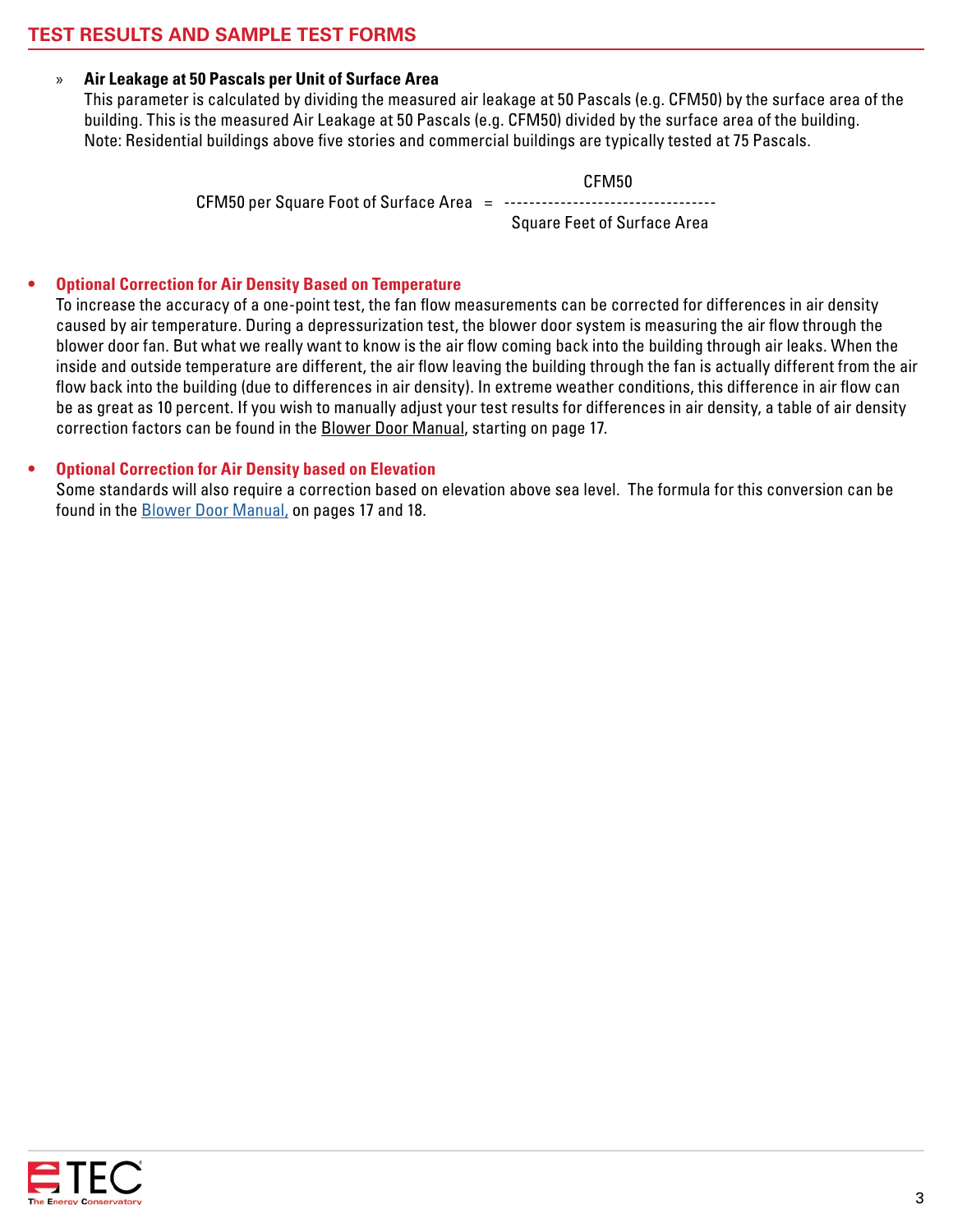- **Air Leakage at 50 Pascals per Unit of Surface Area**
  This parameter is calculated by dividing the measured air leakage at 50 Pascals (e.g. CFM50) by the surface area of the building. This is the measured Air Leakage at 50 Pascals (e.g. CFM50) divided by the surface area of the building.
  Note: Residential buildings above five stories and commercial buildings are typically tested at 75 Pascals.

$$\text{CFM50 per Square Foot of Surface Area} = \frac{\text{CFM50}}{\text{Square Feet of Surface Area}}$$

- **Optional Correction for Air Density Based on Temperature**
  To increase the accuracy of a one-point test, the fan flow measurements can be corrected for differences in air density caused by air temperature. During a depressurization test, the blower door system is measuring the air flow through the blower door fan. But what we really want to know is the air flow coming back into the building through air leaks. When the inside and outside temperature are different, the air flow leaving the building through the fan is actually different from the air flow back into the building (due to differences in air density). In extreme weather conditions, this difference in air flow can be as great as 10 percent. If you wish to manually adjust your test results for differences in air density, a table of air density correction factors can be found in the Blower Door Manual, starting on page 17.

- **Optional Correction for Air Density based on Elevation**
  Some standards will also require a correction based on elevation above sea level. The formula for this conversion can be found in the Blower Door Manual, on pages 17 and 18.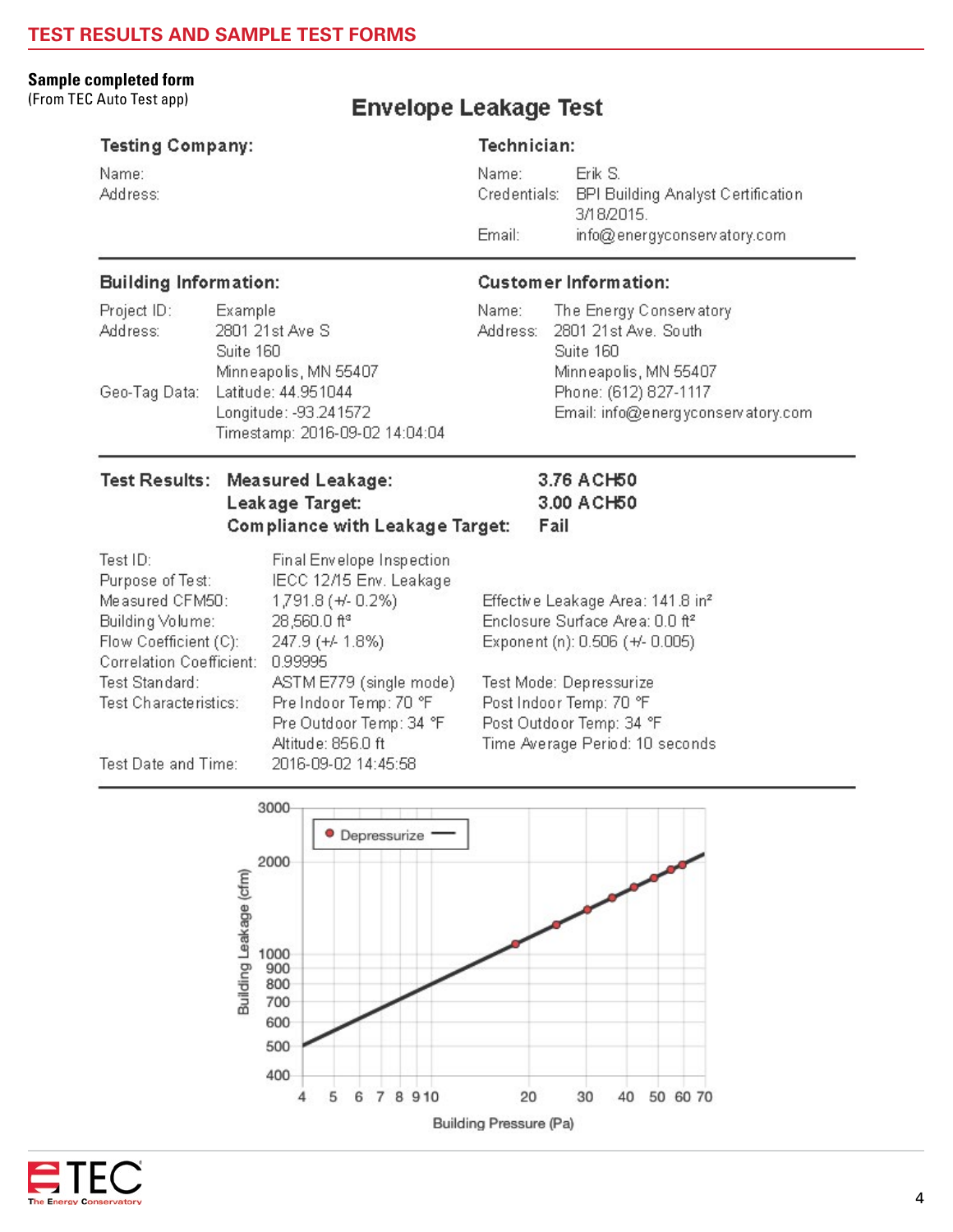## Sample completed form

(From TEC Auto Test app)

# Envelope Leakage Test

**Testing Company:**

Name:
Address:

**Technician:**

Name: Erik S.
Credentials: BPI Building Analyst Certification 3/18/2015.
Email: info@energyconservatory.com

**Building Information:**

Project ID: Example
Address: 2801 21st Ave S
Suite 160
Minneapolis, MN 55407
Geo-Tag Data: Latitude: 44.951044
Longitude: -93.241572
Timestamp: 2016-09-02 14:04:04

**Customer Information:**

Name: The Energy Conservatory
Address: 2801 21st Ave. South
Suite 160
Minneapolis, MN 55407
Phone: (612) 827-1117
Email: info@energyconservatory.com

**Test Results:**

| | |
|---|---|
| **Measured Leakage:** | **3.76 ACH50** |
| **Leakage Target:** | **3.00 ACH50** |
| **Compliance with Leakage Target:** | **Fail** |

| | | |
|---|---|---|
| Test ID: | Final Envelope Inspection | |
| Purpose of Test: | IECC 12/15 Env. Leakage | |
| Measured CFM50: | 1,791.8 (+/- 0.2%) | Effective Leakage Area: 141.8 in² |
| Building Volume: | 28,560.0 ft³ | Enclosure Surface Area: 0.0 ft² |
| Flow Coefficient (C): | 247.9 (+/- 1.8%) | Exponent (n): 0.506 (+/- 0.005) |
| Correlation Coefficient: | 0.99995 | |
| Test Standard: | ASTM E779 (single mode) | Test Mode: Depressurize |
| Test Characteristics: | Pre Indoor Temp: 70 °F | Post Indoor Temp: 70 °F |
| | Pre Outdoor Temp: 34 °F | Post Outdoor Temp: 34 °F |
| | Altitude: 856.0 ft | Time Average Period: 10 seconds |
| Test Date and Time: | 2016-09-02 14:45:58 | |

Depressurize

Building Leakage (cfm)

Building Pressure (Pa)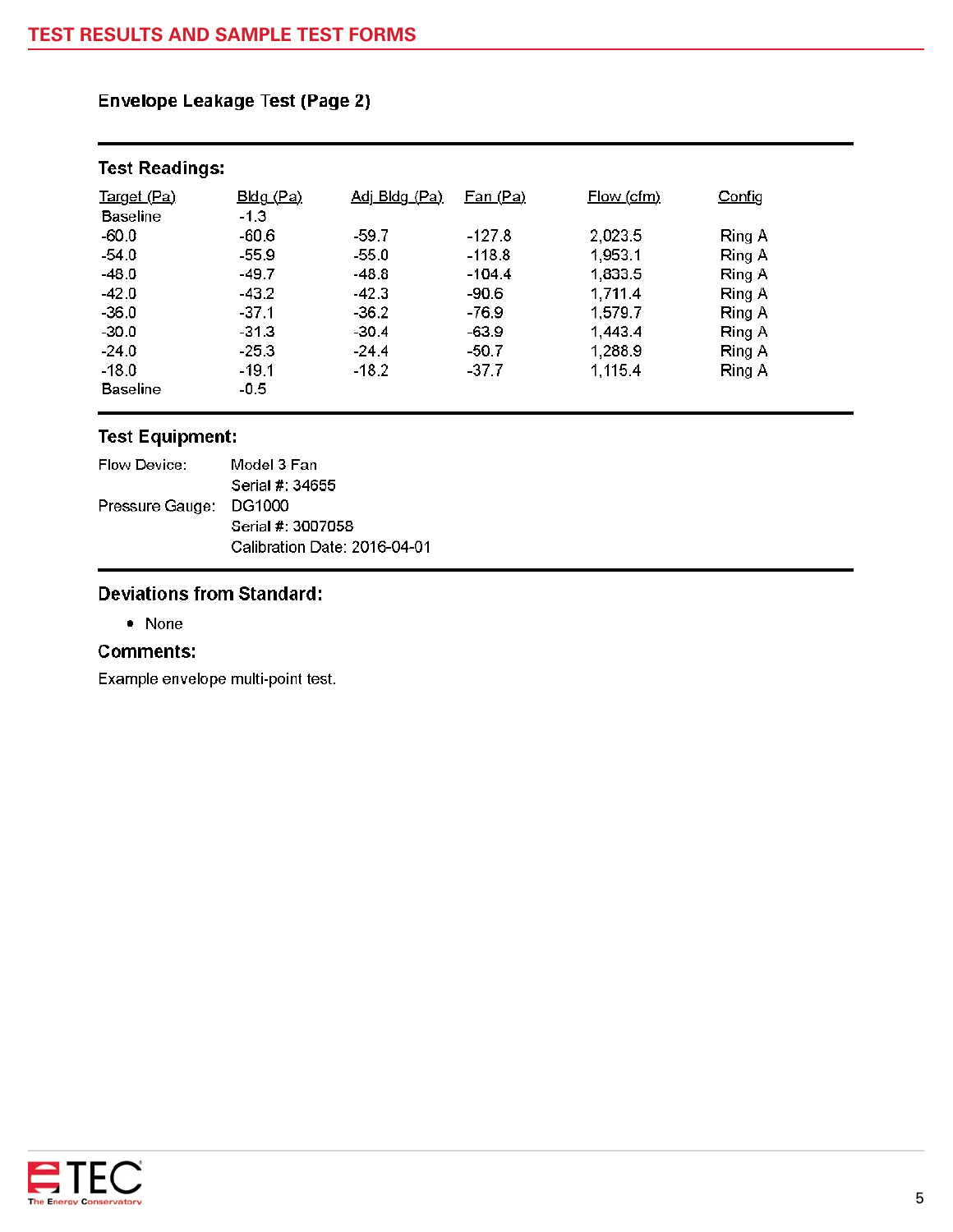## Envelope Leakage Test (Page 2)

### Test Readings:

| Target (Pa) | Bldg (Pa) | Adj Bldg (Pa) | Fan (Pa) | Flow (cfm) | Config |
|---|---|---|---|---|---|
| Baseline | -1.3 | | | | |
| -60.0 | -60.6 | -59.7 | -127.8 | 2,023.5 | Ring A |
| -54.0 | -55.9 | -55.0 | -118.8 | 1,953.1 | Ring A |
| -48.0 | -49.7 | -48.8 | -104.4 | 1,833.5 | Ring A |
| -42.0 | -43.2 | -42.3 | -90.6 | 1,711.4 | Ring A |
| -36.0 | -37.1 | -36.2 | -76.9 | 1,579.7 | Ring A |
| -30.0 | -31.3 | -30.4 | -63.9 | 1,443.4 | Ring A |
| -24.0 | -25.3 | -24.4 | -50.7 | 1,288.9 | Ring A |
| -18.0 | -19.1 | -18.2 | -37.7 | 1,115.4 | Ring A |
| Baseline | -0.5 | | | | |

### Test Equipment:

Flow Device: Model 3 Fan
Serial #: 34655

Pressure Gauge: DG1000
Serial #: 3007058
Calibration Date: 2016-04-01

### Deviations from Standard:

- None

### Comments:

Example envelope multi-point test.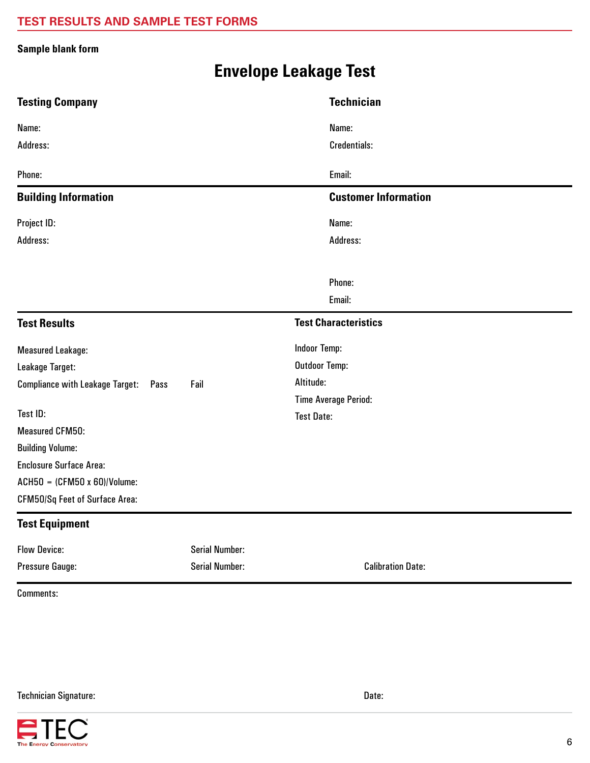Sample blank form

# Envelope Leakage Test

## Testing Company

Name:

Address:

Phone:

## Technician

Name:

Credentials:

Email:

## Building Information

Project ID:

Address:

## Customer Information

Name:

Address:

Phone:

Email:

## Test Results

Measured Leakage:

Leakage Target:

Compliance with Leakage Target: Pass Fail

Test ID:

Measured CFM50:

Building Volume:

Enclosure Surface Area:

ACH50 = (CFM50 x 60)/Volume:

CFM50/Sq Feet of Surface Area:

## Test Characteristics

Indoor Temp:

Outdoor Temp:

Altitude:

Time Average Period:

Test Date:

## Test Equipment

Flow Device: Serial Number:

Pressure Gauge: Serial Number: Calibration Date:

Comments:

Technician Signature: Date: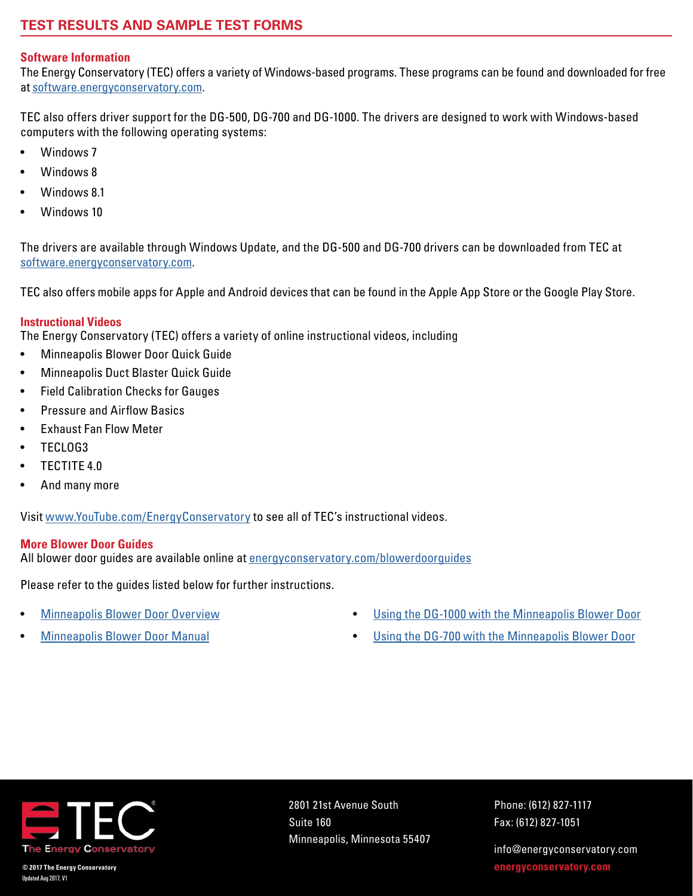## TEST RESULTS AND SAMPLE TEST FORMS

### Software Information

The Energy Conservatory (TEC) offers a variety of Windows-based programs. These programs can be found and downloaded for free at software.energyconservatory.com.

TEC also offers driver support for the DG-500, DG-700 and DG-1000. The drivers are designed to work with Windows-based computers with the following operating systems:

- Windows 7
- Windows 8
- Windows 8.1
- Windows 10

The drivers are available through Windows Update, and the DG-500 and DG-700 drivers can be downloaded from TEC at software.energyconservatory.com.

TEC also offers mobile apps for Apple and Android devices that can be found in the Apple App Store or the Google Play Store.

### Instructional Videos

The Energy Conservatory (TEC) offers a variety of online instructional videos, including

- Minneapolis Blower Door Quick Guide
- Minneapolis Duct Blaster Quick Guide
- Field Calibration Checks for Gauges
- Pressure and Airflow Basics
- Exhaust Fan Flow Meter
- TECLOG3
- TECTITE 4.0
- And many more

Visit www.YouTube.com/EnergyConservatory to see all of TEC's instructional videos.

### More Blower Door Guides

All blower door guides are available online at energyconservatory.com/blowerdoorguides

Please refer to the guides listed below for further instructions.

- Minneapolis Blower Door Overview
- Minneapolis Blower Door Manual
- Using the DG-1000 with the Minneapolis Blower Door
- Using the DG-700 with the Minneapolis Blower Door

TEC The Energy Conservatory

© 2017 The Energy Conservatory
Updated Aug 2017, V1

2801 21st Avenue South
Suite 160
Minneapolis, Minnesota 55407

Phone: (612) 827-1117
Fax: (612) 827-1051

info@energyconservatory.com
energyconservatory.com